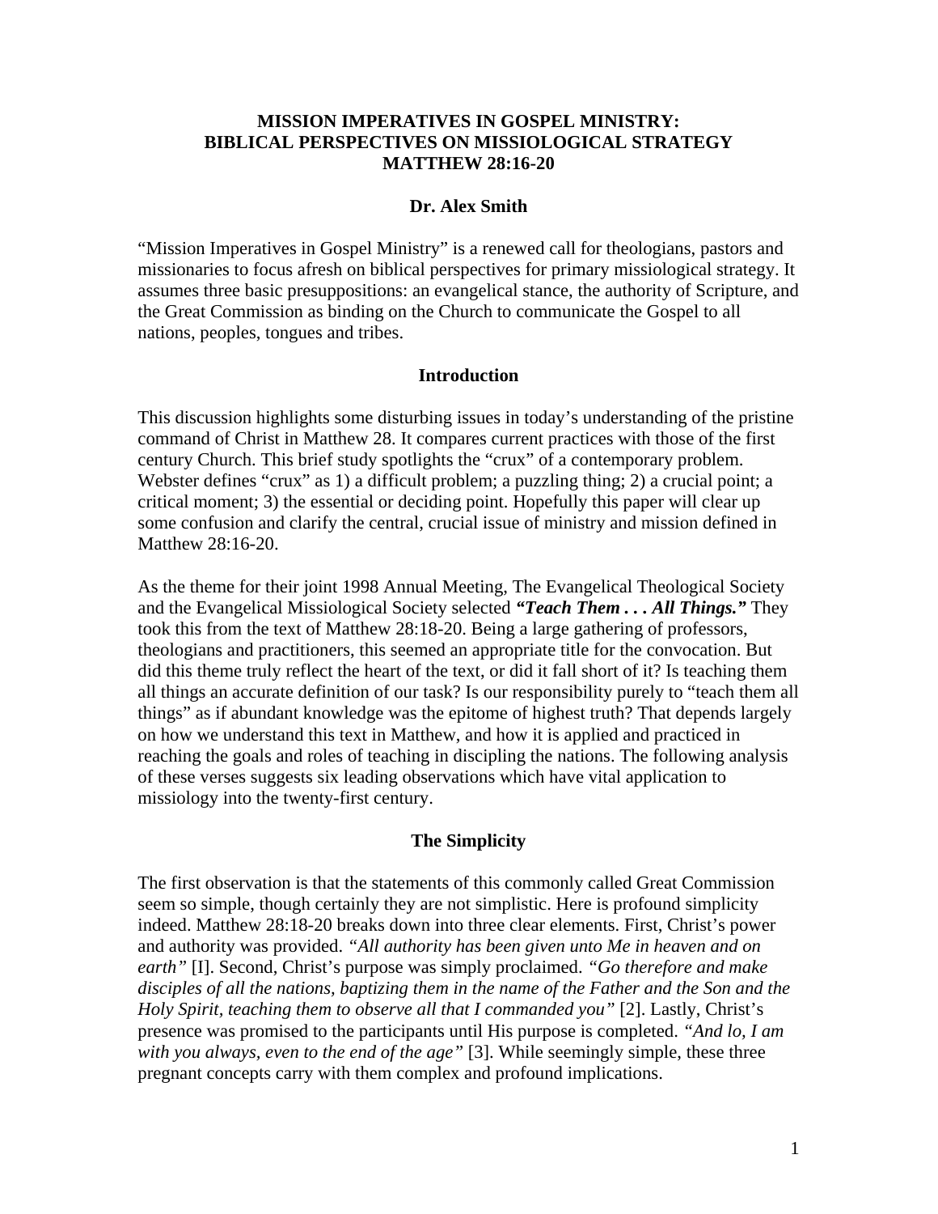# MISSION IMPERATIVES IN GOSPEL MINISTRY: BIBLICAL PERSPECTIVES ON MISSIOLOGICAL STRATEGY MATTHEW 28:16-20

**Dr. Alex Smith**

"Mission Imperatives in Gospel Ministry" is a renewed call for theologians, pastors and missionaries to focus afresh on biblical perspectives for primary missiological strategy. It assumes three basic presuppositions: an evangelical stance, the authority of Scripture, and the Great Commission as binding on the Church to communicate the Gospel to all nations, peoples, tongues and tribes.

## Introduction

This discussion highlights some disturbing issues in today's understanding of the pristine command of Christ in Matthew 28. It compares current practices with those of the first century Church. This brief study spotlights the "crux" of a contemporary problem. Webster defines "crux" as 1) a difficult problem; a puzzling thing; 2) a crucial point; a critical moment; 3) the essential or deciding point. Hopefully this paper will clear up some confusion and clarify the central, crucial issue of ministry and mission defined in Matthew 28:16-20.

As the theme for their joint 1998 Annual Meeting, The Evangelical Theological Society and the Evangelical Missiological Society selected ***"Teach Them . . . All Things."*** They took this from the text of Matthew 28:18-20. Being a large gathering of professors, theologians and practitioners, this seemed an appropriate title for the convocation. But did this theme truly reflect the heart of the text, or did it fall short of it? Is teaching them all things an accurate definition of our task? Is our responsibility purely to "teach them all things" as if abundant knowledge was the epitome of highest truth? That depends largely on how we understand this text in Matthew, and how it is applied and practiced in reaching the goals and roles of teaching in discipling the nations. The following analysis of these verses suggests six leading observations which have vital application to missiology into the twenty-first century.

## The Simplicity

The first observation is that the statements of this commonly called Great Commission seem so simple, though certainly they are not simplistic. Here is profound simplicity indeed. Matthew 28:18-20 breaks down into three clear elements. First, Christ's power and authority was provided. *"All authority has been given unto Me in heaven and on earth"* [I]. Second, Christ's purpose was simply proclaimed. *"Go therefore and make disciples of all the nations, baptizing them in the name of the Father and the Son and the Holy Spirit, teaching them to observe all that I commanded you"* [2]. Lastly, Christ's presence was promised to the participants until His purpose is completed. *"And lo, I am with you always, even to the end of the age"* [3]. While seemingly simple, these three pregnant concepts carry with them complex and profound implications.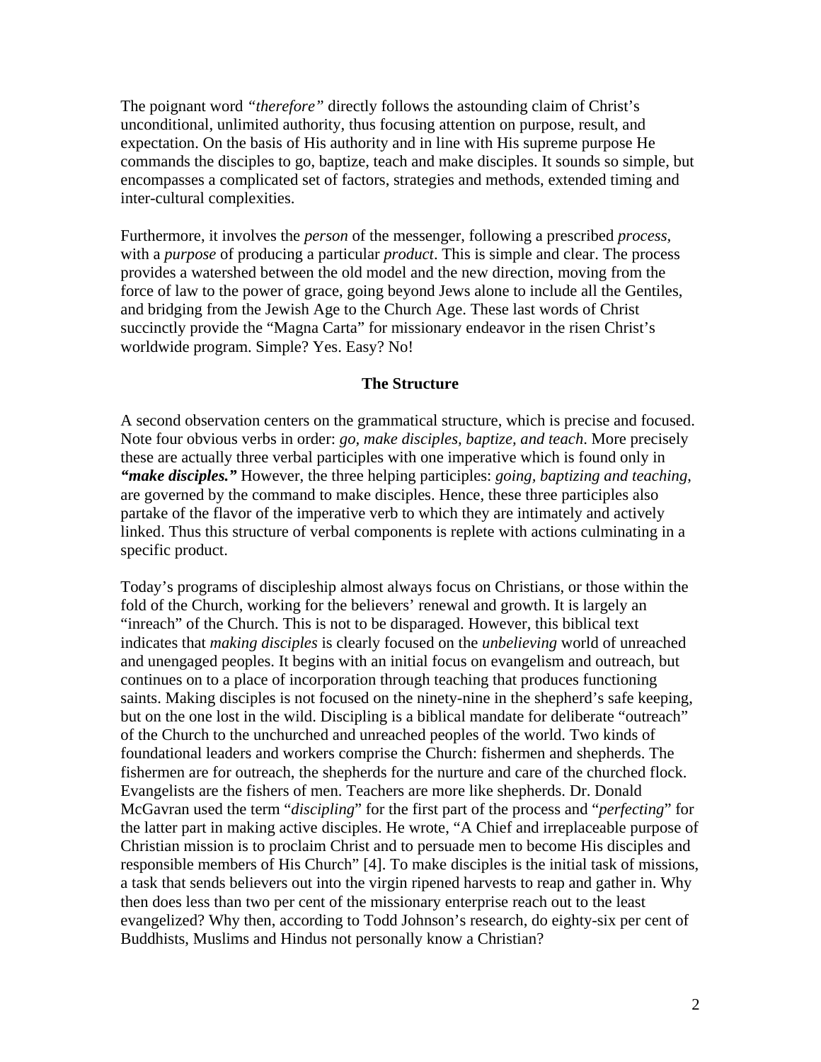The poignant word *"therefore"* directly follows the astounding claim of Christ's unconditional, unlimited authority, thus focusing attention on purpose, result, and expectation. On the basis of His authority and in line with His supreme purpose He commands the disciples to go, baptize, teach and make disciples. It sounds so simple, but encompasses a complicated set of factors, strategies and methods, extended timing and inter-cultural complexities.

Furthermore, it involves the *person* of the messenger, following a prescribed *process,* with a *purpose* of producing a particular *product*. This is simple and clear. The process provides a watershed between the old model and the new direction, moving from the force of law to the power of grace, going beyond Jews alone to include all the Gentiles, and bridging from the Jewish Age to the Church Age. These last words of Christ succinctly provide the "Magna Carta" for missionary endeavor in the risen Christ's worldwide program. Simple? Yes. Easy? No!

### The Structure

A second observation centers on the grammatical structure, which is precise and focused. Note four obvious verbs in order: *go, make disciples, baptize, and teach*. More precisely these are actually three verbal participles with one imperative which is found only in ***"make disciples."*** However, the three helping participles: *going, baptizing and teaching*, are governed by the command to make disciples. Hence, these three participles also partake of the flavor of the imperative verb to which they are intimately and actively linked. Thus this structure of verbal components is replete with actions culminating in a specific product.

Today's programs of discipleship almost always focus on Christians, or those within the fold of the Church, working for the believers' renewal and growth. It is largely an "inreach" of the Church. This is not to be disparaged. However, this biblical text indicates that *making disciples* is clearly focused on the *unbelieving* world of unreached and unengaged peoples. It begins with an initial focus on evangelism and outreach, but continues on to a place of incorporation through teaching that produces functioning saints. Making disciples is not focused on the ninety-nine in the shepherd's safe keeping, but on the one lost in the wild. Discipling is a biblical mandate for deliberate "outreach" of the Church to the unchurched and unreached peoples of the world. Two kinds of foundational leaders and workers comprise the Church: fishermen and shepherds. The fishermen are for outreach, the shepherds for the nurture and care of the churched flock. Evangelists are the fishers of men. Teachers are more like shepherds. Dr. Donald McGavran used the term "*discipling*" for the first part of the process and "*perfecting*" for the latter part in making active disciples. He wrote, "A Chief and irreplaceable purpose of Christian mission is to proclaim Christ and to persuade men to become His disciples and responsible members of His Church" [4]. To make disciples is the initial task of missions, a task that sends believers out into the virgin ripened harvests to reap and gather in. Why then does less than two per cent of the missionary enterprise reach out to the least evangelized? Why then, according to Todd Johnson's research, do eighty-six per cent of Buddhists, Muslims and Hindus not personally know a Christian?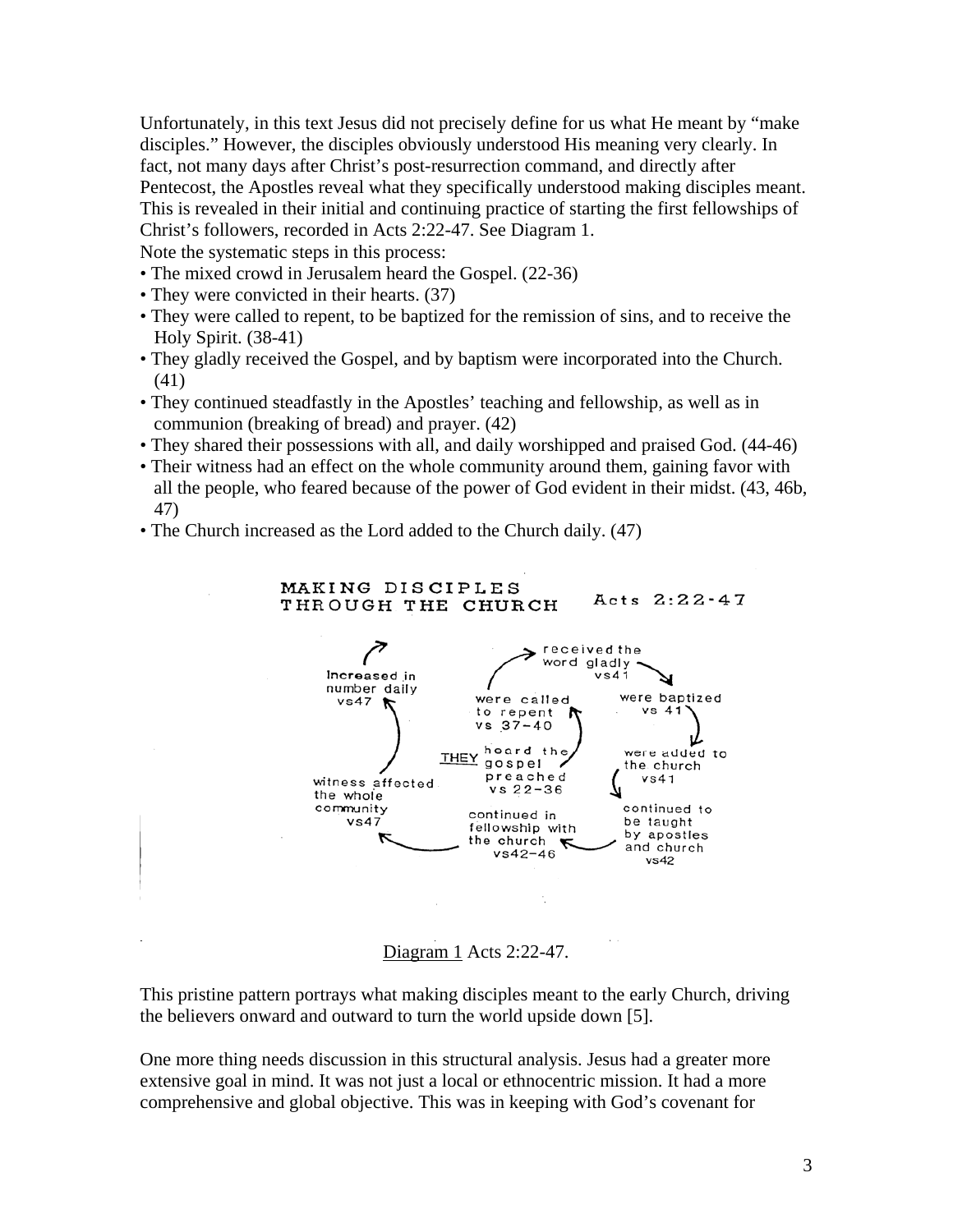Unfortunately, in this text Jesus did not precisely define for us what He meant by "make disciples." However, the disciples obviously understood His meaning very clearly. In fact, not many days after Christ's post-resurrection command, and directly after Pentecost, the Apostles reveal what they specifically understood making disciples meant. This is revealed in their initial and continuing practice of starting the first fellowships of Christ's followers, recorded in Acts 2:22-47. See Diagram 1.

Note the systematic steps in this process:

- The mixed crowd in Jerusalem heard the Gospel. (22-36)
- They were convicted in their hearts. (37)
- They were called to repent, to be baptized for the remission of sins, and to receive the Holy Spirit. (38-41)
- They gladly received the Gospel, and by baptism were incorporated into the Church. (41)
- They continued steadfastly in the Apostles' teaching and fellowship, as well as in communion (breaking of bread) and prayer. (42)
- They shared their possessions with all, and daily worshipped and praised God. (44-46)
- Their witness had an effect on the whole community around them, gaining favor with all the people, who feared because of the power of God evident in their midst. (43, 46b, 47)
- The Church increased as the Lord added to the Church daily. (47)

MAKING DISCIPLES THROUGH THE CHURCH — Acts 2:22-47

Diagram 1 Acts 2:22-47.

This pristine pattern portrays what making disciples meant to the early Church, driving the believers onward and outward to turn the world upside down [5].

One more thing needs discussion in this structural analysis. Jesus had a greater more extensive goal in mind. It was not just a local or ethnocentric mission. It had a more comprehensive and global objective. This was in keeping with God's covenant for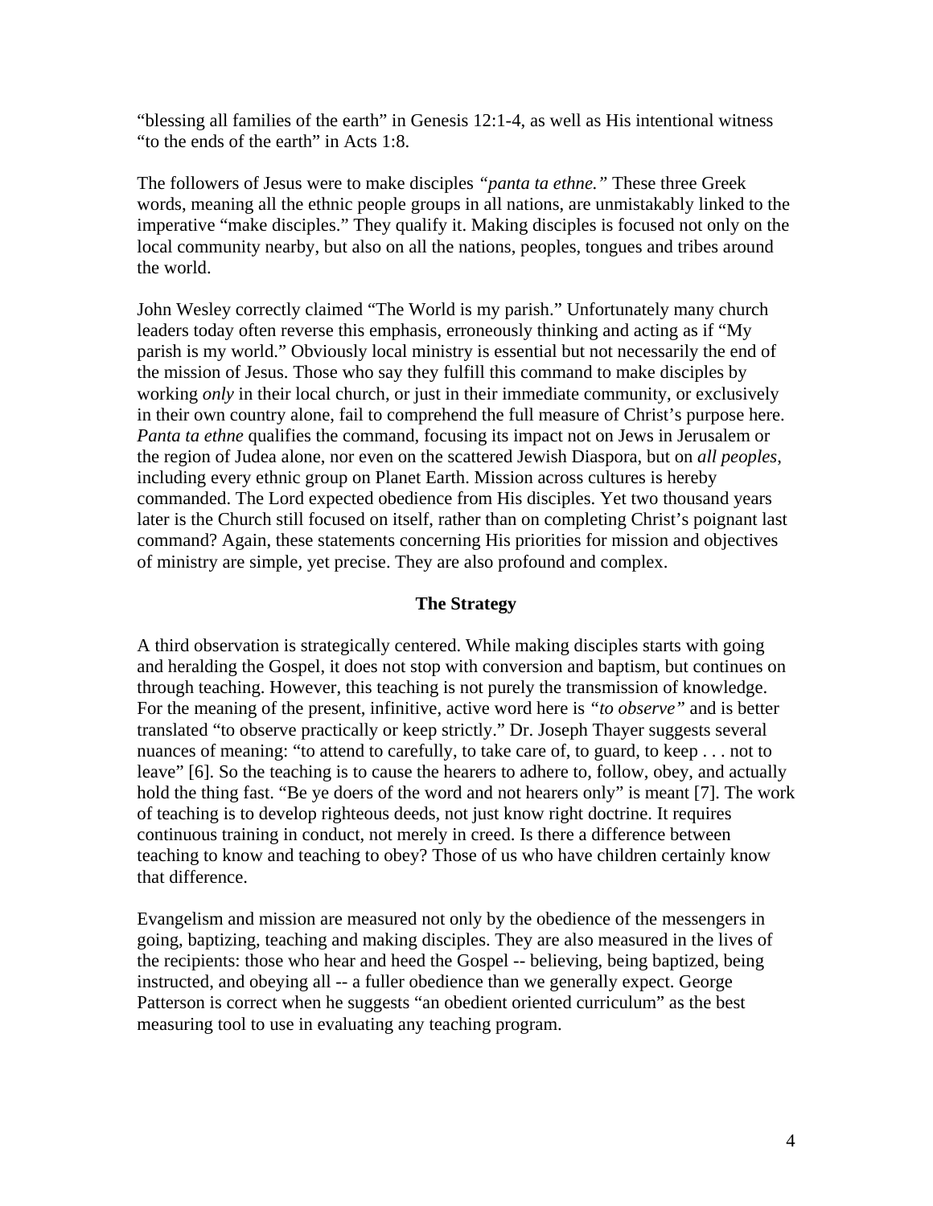"blessing all families of the earth" in Genesis 12:1-4, as well as His intentional witness "to the ends of the earth" in Acts 1:8.

The followers of Jesus were to make disciples *"panta ta ethne."* These three Greek words, meaning all the ethnic people groups in all nations, are unmistakably linked to the imperative "make disciples." They qualify it. Making disciples is focused not only on the local community nearby, but also on all the nations, peoples, tongues and tribes around the world.

John Wesley correctly claimed "The World is my parish." Unfortunately many church leaders today often reverse this emphasis, erroneously thinking and acting as if "My parish is my world." Obviously local ministry is essential but not necessarily the end of the mission of Jesus. Those who say they fulfill this command to make disciples by working *only* in their local church, or just in their immediate community, or exclusively in their own country alone, fail to comprehend the full measure of Christ's purpose here. *Panta ta ethne* qualifies the command, focusing its impact not on Jews in Jerusalem or the region of Judea alone, nor even on the scattered Jewish Diaspora, but on *all peoples*, including every ethnic group on Planet Earth. Mission across cultures is hereby commanded. The Lord expected obedience from His disciples. Yet two thousand years later is the Church still focused on itself, rather than on completing Christ's poignant last command? Again, these statements concerning His priorities for mission and objectives of ministry are simple, yet precise. They are also profound and complex.

### The Strategy

A third observation is strategically centered. While making disciples starts with going and heralding the Gospel, it does not stop with conversion and baptism, but continues on through teaching. However, this teaching is not purely the transmission of knowledge. For the meaning of the present, infinitive, active word here is *"to observe"* and is better translated "to observe practically or keep strictly." Dr. Joseph Thayer suggests several nuances of meaning: "to attend to carefully, to take care of, to guard, to keep . . . not to leave" [6]. So the teaching is to cause the hearers to adhere to, follow, obey, and actually hold the thing fast. "Be ye doers of the word and not hearers only" is meant [7]. The work of teaching is to develop righteous deeds, not just know right doctrine. It requires continuous training in conduct, not merely in creed. Is there a difference between teaching to know and teaching to obey? Those of us who have children certainly know that difference.

Evangelism and mission are measured not only by the obedience of the messengers in going, baptizing, teaching and making disciples. They are also measured in the lives of the recipients: those who hear and heed the Gospel -- believing, being baptized, being instructed, and obeying all -- a fuller obedience than we generally expect. George Patterson is correct when he suggests "an obedient oriented curriculum" as the best measuring tool to use in evaluating any teaching program.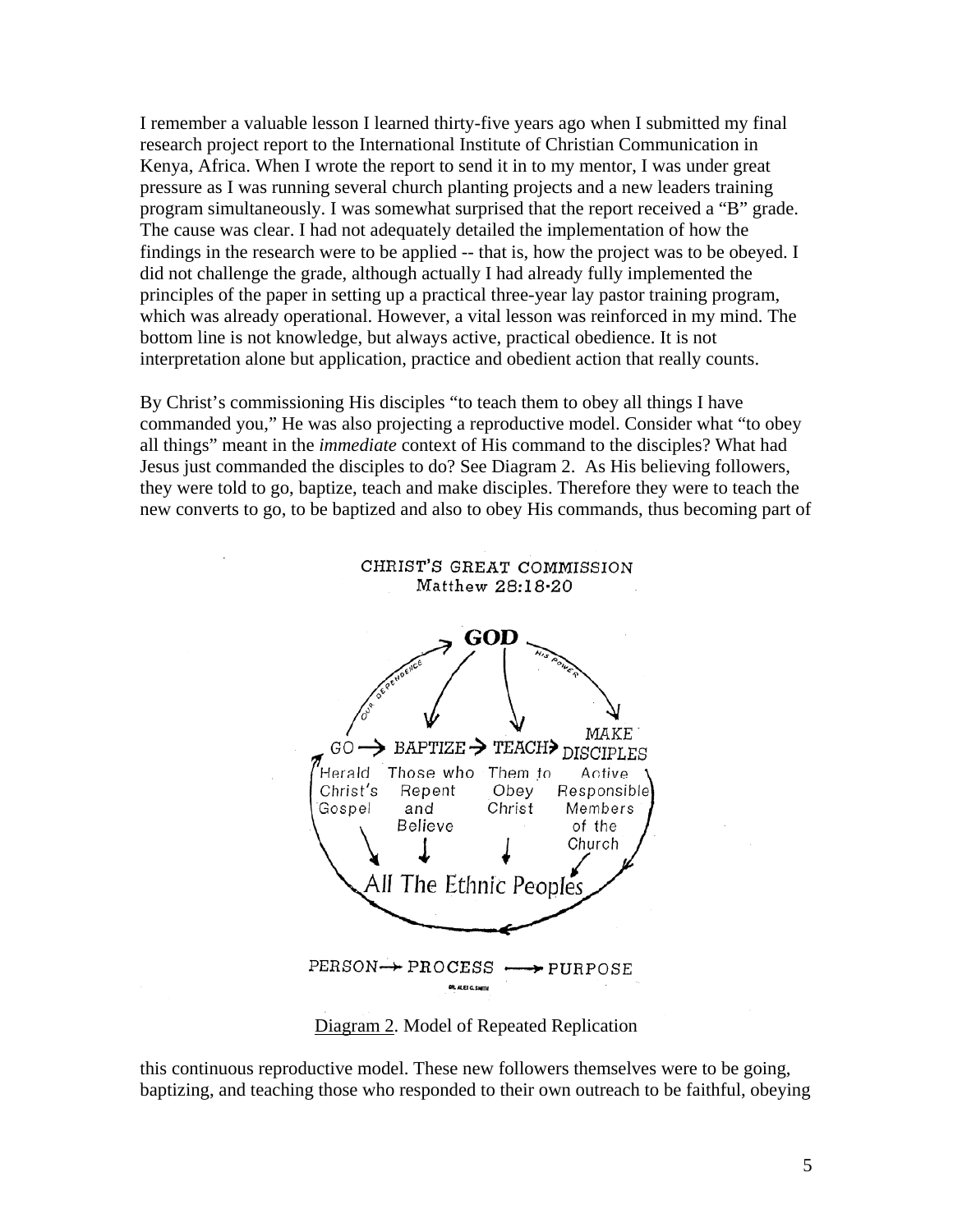I remember a valuable lesson I learned thirty-five years ago when I submitted my final research project report to the International Institute of Christian Communication in Kenya, Africa. When I wrote the report to send it in to my mentor, I was under great pressure as I was running several church planting projects and a new leaders training program simultaneously. I was somewhat surprised that the report received a "B" grade. The cause was clear. I had not adequately detailed the implementation of how the findings in the research were to be applied -- that is, how the project was to be obeyed. I did not challenge the grade, although actually I had already fully implemented the principles of the paper in setting up a practical three-year lay pastor training program, which was already operational. However, a vital lesson was reinforced in my mind. The bottom line is not knowledge, but always active, practical obedience. It is not interpretation alone but application, practice and obedient action that really counts.

By Christ's commissioning His disciples "to teach them to obey all things I have commanded you," He was also projecting a reproductive model. Consider what "to obey all things" meant in the *immediate* context of His command to the disciples? What had Jesus just commanded the disciples to do? See Diagram 2. As His believing followers, they were told to go, baptize, teach and make disciples. Therefore they were to teach the new converts to go, to be baptized and also to obey His commands, thus becoming part of

CHRIST'S GREAT COMMISSION
Matthew 28:18-20

GOD

OUR DEPENDENCE — HIS POWER

GO → BAPTIZE → TEACH → MAKE DISCIPLES

Herald Christ's Gospel — Those who Repent and Believe — Them to Obey Christ — Active Responsible Members of the Church

All The Ethnic Peoples

PERSON → PROCESS → PURPOSE

DR. ALEX G. SMITH

Diagram 2. Model of Repeated Replication

this continuous reproductive model. These new followers themselves were to be going, baptizing, and teaching those who responded to their own outreach to be faithful, obeying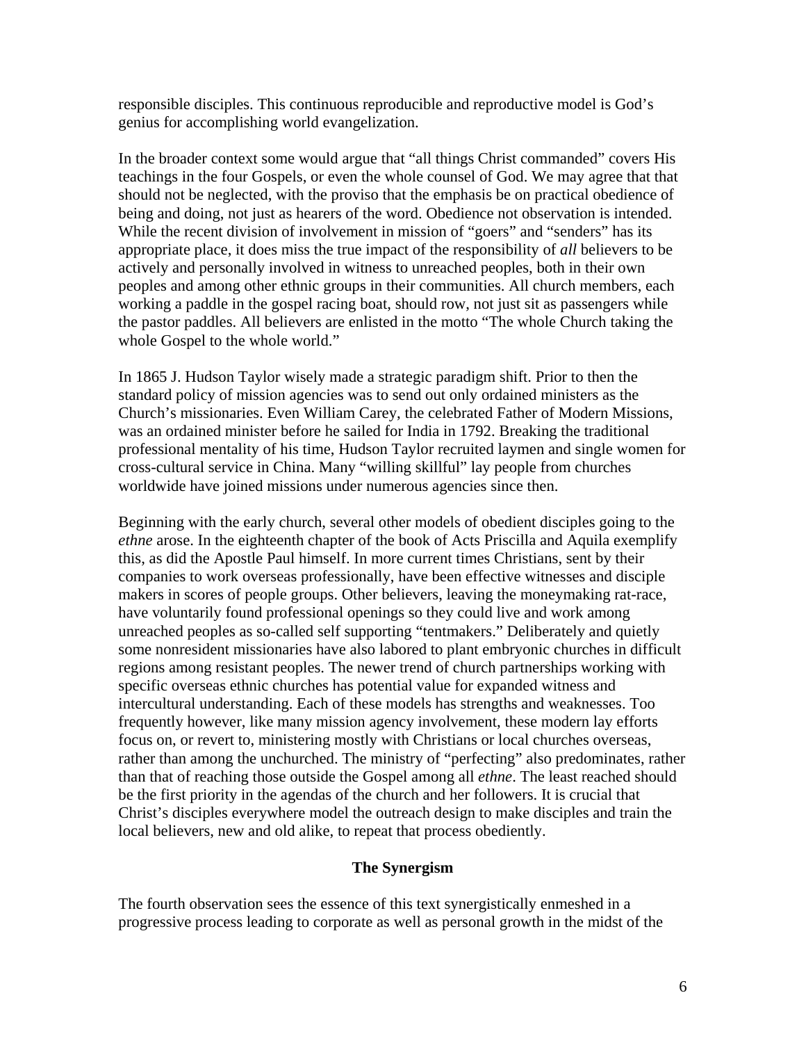responsible disciples. This continuous reproducible and reproductive model is God's genius for accomplishing world evangelization.

In the broader context some would argue that "all things Christ commanded" covers His teachings in the four Gospels, or even the whole counsel of God. We may agree that that should not be neglected, with the proviso that the emphasis be on practical obedience of being and doing, not just as hearers of the word. Obedience not observation is intended. While the recent division of involvement in mission of "goers" and "senders" has its appropriate place, it does miss the true impact of the responsibility of *all* believers to be actively and personally involved in witness to unreached peoples, both in their own peoples and among other ethnic groups in their communities. All church members, each working a paddle in the gospel racing boat, should row, not just sit as passengers while the pastor paddles. All believers are enlisted in the motto "The whole Church taking the whole Gospel to the whole world."

In 1865 J. Hudson Taylor wisely made a strategic paradigm shift. Prior to then the standard policy of mission agencies was to send out only ordained ministers as the Church's missionaries. Even William Carey, the celebrated Father of Modern Missions, was an ordained minister before he sailed for India in 1792. Breaking the traditional professional mentality of his time, Hudson Taylor recruited laymen and single women for cross-cultural service in China. Many "willing skillful" lay people from churches worldwide have joined missions under numerous agencies since then.

Beginning with the early church, several other models of obedient disciples going to the *ethne* arose. In the eighteenth chapter of the book of Acts Priscilla and Aquila exemplify this, as did the Apostle Paul himself. In more current times Christians, sent by their companies to work overseas professionally, have been effective witnesses and disciple makers in scores of people groups. Other believers, leaving the moneymaking rat-race, have voluntarily found professional openings so they could live and work among unreached peoples as so-called self supporting "tentmakers." Deliberately and quietly some nonresident missionaries have also labored to plant embryonic churches in difficult regions among resistant peoples. The newer trend of church partnerships working with specific overseas ethnic churches has potential value for expanded witness and intercultural understanding. Each of these models has strengths and weaknesses. Too frequently however, like many mission agency involvement, these modern lay efforts focus on, or revert to, ministering mostly with Christians or local churches overseas, rather than among the unchurched. The ministry of "perfecting" also predominates, rather than that of reaching those outside the Gospel among all *ethne*. The least reached should be the first priority in the agendas of the church and her followers. It is crucial that Christ's disciples everywhere model the outreach design to make disciples and train the local believers, new and old alike, to repeat that process obediently.

**The Synergism**

The fourth observation sees the essence of this text synergistically enmeshed in a progressive process leading to corporate as well as personal growth in the midst of the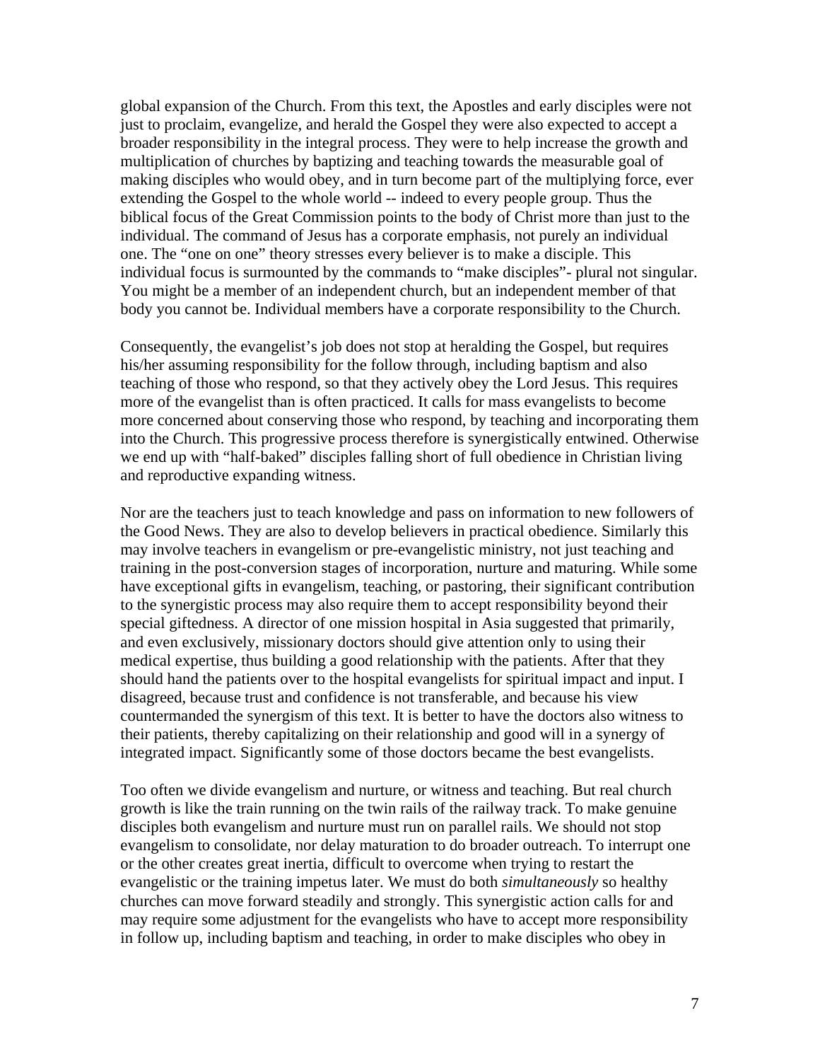global expansion of the Church. From this text, the Apostles and early disciples were not just to proclaim, evangelize, and herald the Gospel they were also expected to accept a broader responsibility in the integral process. They were to help increase the growth and multiplication of churches by baptizing and teaching towards the measurable goal of making disciples who would obey, and in turn become part of the multiplying force, ever extending the Gospel to the whole world -- indeed to every people group. Thus the biblical focus of the Great Commission points to the body of Christ more than just to the individual. The command of Jesus has a corporate emphasis, not purely an individual one. The "one on one" theory stresses every believer is to make a disciple. This individual focus is surmounted by the commands to "make disciples"- plural not singular. You might be a member of an independent church, but an independent member of that body you cannot be. Individual members have a corporate responsibility to the Church.

Consequently, the evangelist's job does not stop at heralding the Gospel, but requires his/her assuming responsibility for the follow through, including baptism and also teaching of those who respond, so that they actively obey the Lord Jesus. This requires more of the evangelist than is often practiced. It calls for mass evangelists to become more concerned about conserving those who respond, by teaching and incorporating them into the Church. This progressive process therefore is synergistically entwined. Otherwise we end up with "half-baked" disciples falling short of full obedience in Christian living and reproductive expanding witness.

Nor are the teachers just to teach knowledge and pass on information to new followers of the Good News. They are also to develop believers in practical obedience. Similarly this may involve teachers in evangelism or pre-evangelistic ministry, not just teaching and training in the post-conversion stages of incorporation, nurture and maturing. While some have exceptional gifts in evangelism, teaching, or pastoring, their significant contribution to the synergistic process may also require them to accept responsibility beyond their special giftedness. A director of one mission hospital in Asia suggested that primarily, and even exclusively, missionary doctors should give attention only to using their medical expertise, thus building a good relationship with the patients. After that they should hand the patients over to the hospital evangelists for spiritual impact and input. I disagreed, because trust and confidence is not transferable, and because his view countermanded the synergism of this text. It is better to have the doctors also witness to their patients, thereby capitalizing on their relationship and good will in a synergy of integrated impact. Significantly some of those doctors became the best evangelists.

Too often we divide evangelism and nurture, or witness and teaching. But real church growth is like the train running on the twin rails of the railway track. To make genuine disciples both evangelism and nurture must run on parallel rails. We should not stop evangelism to consolidate, nor delay maturation to do broader outreach. To interrupt one or the other creates great inertia, difficult to overcome when trying to restart the evangelistic or the training impetus later. We must do both *simultaneously* so healthy churches can move forward steadily and strongly. This synergistic action calls for and may require some adjustment for the evangelists who have to accept more responsibility in follow up, including baptism and teaching, in order to make disciples who obey in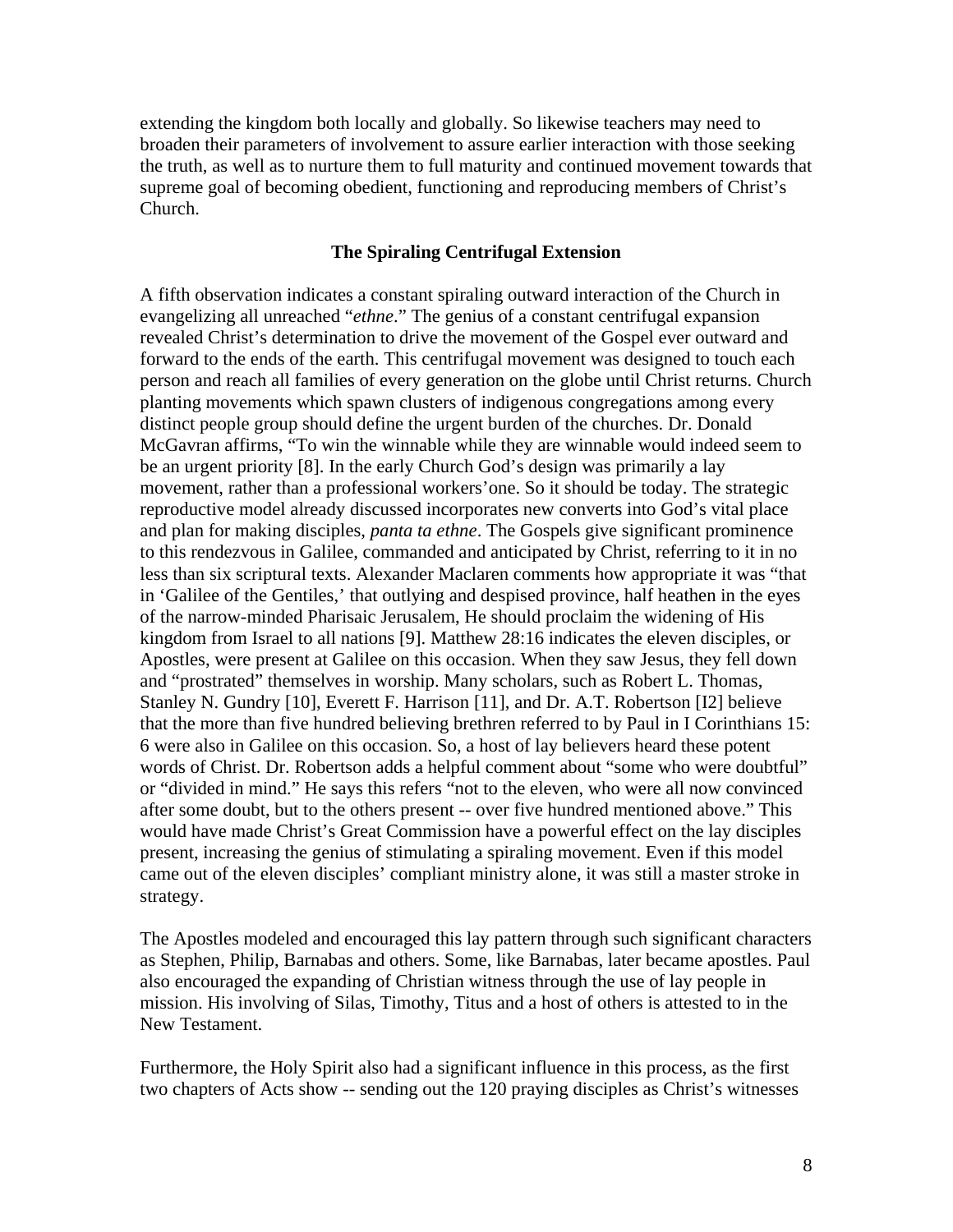extending the kingdom both locally and globally. So likewise teachers may need to broaden their parameters of involvement to assure earlier interaction with those seeking the truth, as well as to nurture them to full maturity and continued movement towards that supreme goal of becoming obedient, functioning and reproducing members of Christ's Church.

### The Spiraling Centrifugal Extension

A fifth observation indicates a constant spiraling outward interaction of the Church in evangelizing all unreached "*ethne*." The genius of a constant centrifugal expansion revealed Christ's determination to drive the movement of the Gospel ever outward and forward to the ends of the earth. This centrifugal movement was designed to touch each person and reach all families of every generation on the globe until Christ returns. Church planting movements which spawn clusters of indigenous congregations among every distinct people group should define the urgent burden of the churches. Dr. Donald McGavran affirms, "To win the winnable while they are winnable would indeed seem to be an urgent priority [8]. In the early Church God's design was primarily a lay movement, rather than a professional workers'one. So it should be today. The strategic reproductive model already discussed incorporates new converts into God's vital place and plan for making disciples, *panta ta ethne*. The Gospels give significant prominence to this rendezvous in Galilee, commanded and anticipated by Christ, referring to it in no less than six scriptural texts. Alexander Maclaren comments how appropriate it was "that in 'Galilee of the Gentiles,' that outlying and despised province, half heathen in the eyes of the narrow-minded Pharisaic Jerusalem, He should proclaim the widening of His kingdom from Israel to all nations [9]. Matthew 28:16 indicates the eleven disciples, or Apostles, were present at Galilee on this occasion. When they saw Jesus, they fell down and "prostrated" themselves in worship. Many scholars, such as Robert L. Thomas, Stanley N. Gundry [10], Everett F. Harrison [11], and Dr. A.T. Robertson [I2] believe that the more than five hundred believing brethren referred to by Paul in I Corinthians 15: 6 were also in Galilee on this occasion. So, a host of lay believers heard these potent words of Christ. Dr. Robertson adds a helpful comment about "some who were doubtful" or "divided in mind." He says this refers "not to the eleven, who were all now convinced after some doubt, but to the others present -- over five hundred mentioned above." This would have made Christ's Great Commission have a powerful effect on the lay disciples present, increasing the genius of stimulating a spiraling movement. Even if this model came out of the eleven disciples' compliant ministry alone, it was still a master stroke in strategy.

The Apostles modeled and encouraged this lay pattern through such significant characters as Stephen, Philip, Barnabas and others. Some, like Barnabas, later became apostles. Paul also encouraged the expanding of Christian witness through the use of lay people in mission. His involving of Silas, Timothy, Titus and a host of others is attested to in the New Testament.

Furthermore, the Holy Spirit also had a significant influence in this process, as the first two chapters of Acts show -- sending out the 120 praying disciples as Christ's witnesses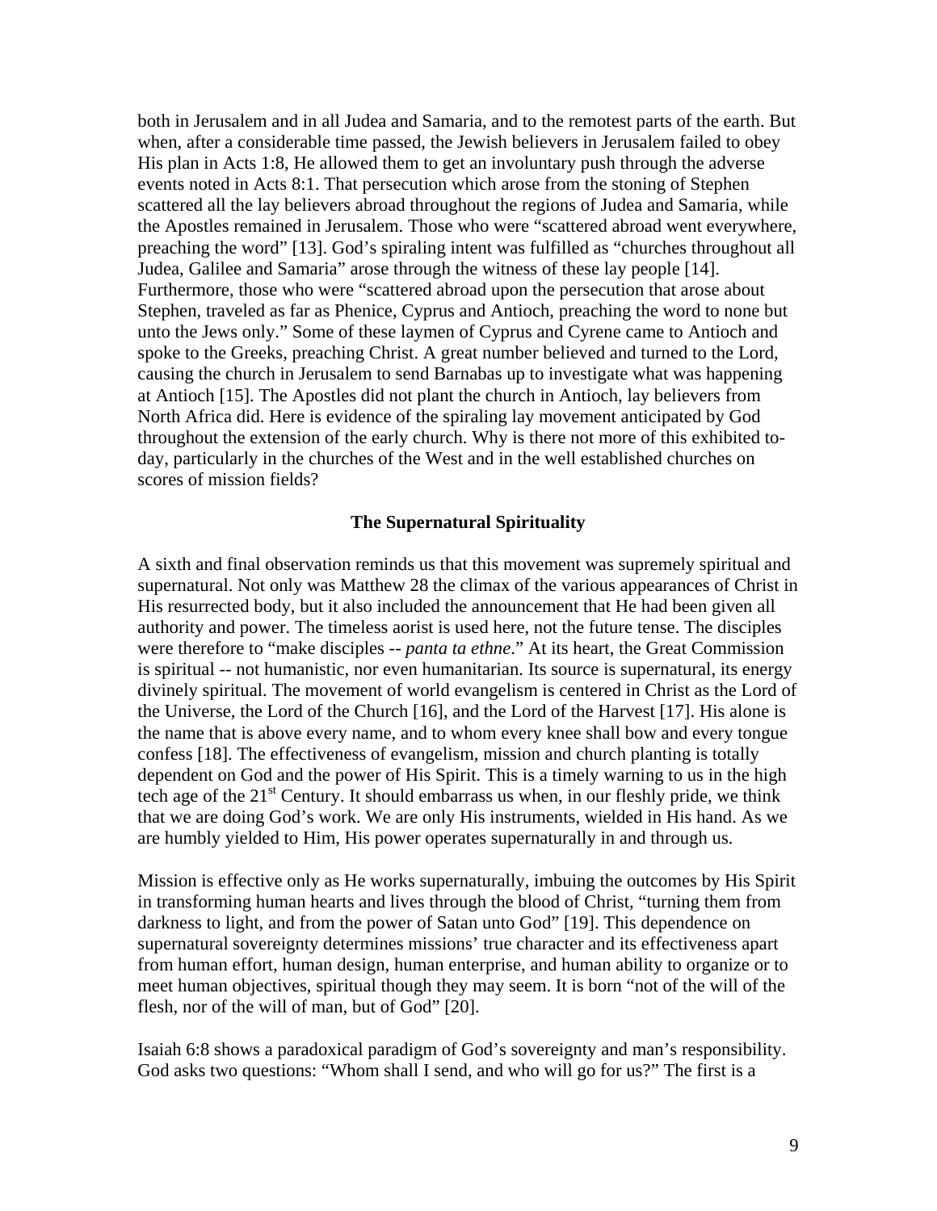both in Jerusalem and in all Judea and Samaria, and to the remotest parts of the earth. But when, after a considerable time passed, the Jewish believers in Jerusalem failed to obey His plan in Acts 1:8, He allowed them to get an involuntary push through the adverse events noted in Acts 8:1. That persecution which arose from the stoning of Stephen scattered all the lay believers abroad throughout the regions of Judea and Samaria, while the Apostles remained in Jerusalem. Those who were "scattered abroad went everywhere, preaching the word" [13]. God's spiraling intent was fulfilled as "churches throughout all Judea, Galilee and Samaria" arose through the witness of these lay people [14]. Furthermore, those who were "scattered abroad upon the persecution that arose about Stephen, traveled as far as Phenice, Cyprus and Antioch, preaching the word to none but unto the Jews only." Some of these laymen of Cyprus and Cyrene came to Antioch and spoke to the Greeks, preaching Christ. A great number believed and turned to the Lord, causing the church in Jerusalem to send Barnabas up to investigate what was happening at Antioch [15]. The Apostles did not plant the church in Antioch, lay believers from North Africa did. Here is evidence of the spiraling lay movement anticipated by God throughout the extension of the early church. Why is there not more of this exhibited to-day, particularly in the churches of the West and in the well established churches on scores of mission fields?

### The Supernatural Spirituality

A sixth and final observation reminds us that this movement was supremely spiritual and supernatural. Not only was Matthew 28 the climax of the various appearances of Christ in His resurrected body, but it also included the announcement that He had been given all authority and power. The timeless aorist is used here, not the future tense. The disciples were therefore to "make disciples -- *panta ta ethne*." At its heart, the Great Commission is spiritual -- not humanistic, nor even humanitarian. Its source is supernatural, its energy divinely spiritual. The movement of world evangelism is centered in Christ as the Lord of the Universe, the Lord of the Church [16], and the Lord of the Harvest [17]. His alone is the name that is above every name, and to whom every knee shall bow and every tongue confess [18]. The effectiveness of evangelism, mission and church planting is totally dependent on God and the power of His Spirit. This is a timely warning to us in the high tech age of the 21st Century. It should embarrass us when, in our fleshly pride, we think that we are doing God's work. We are only His instruments, wielded in His hand. As we are humbly yielded to Him, His power operates supernaturally in and through us.

Mission is effective only as He works supernaturally, imbuing the outcomes by His Spirit in transforming human hearts and lives through the blood of Christ, "turning them from darkness to light, and from the power of Satan unto God" [19]. This dependence on supernatural sovereignty determines missions' true character and its effectiveness apart from human effort, human design, human enterprise, and human ability to organize or to meet human objectives, spiritual though they may seem. It is born "not of the will of the flesh, nor of the will of man, but of God" [20].

Isaiah 6:8 shows a paradoxical paradigm of God's sovereignty and man's responsibility. God asks two questions: "Whom shall I send, and who will go for us?" The first is a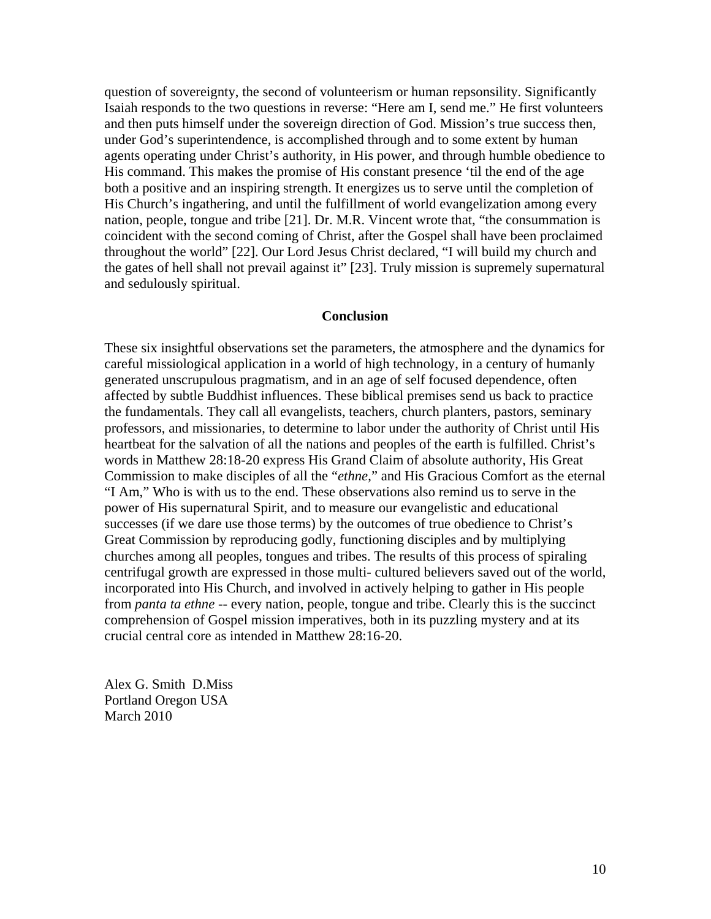question of sovereignty, the second of volunteerism or human repsonsility. Significantly Isaiah responds to the two questions in reverse: "Here am I, send me." He first volunteers and then puts himself under the sovereign direction of God. Mission's true success then, under God's superintendence, is accomplished through and to some extent by human agents operating under Christ's authority, in His power, and through humble obedience to His command. This makes the promise of His constant presence 'til the end of the age both a positive and an inspiring strength. It energizes us to serve until the completion of His Church's ingathering, and until the fulfillment of world evangelization among every nation, people, tongue and tribe [21]. Dr. M.R. Vincent wrote that, "the consummation is coincident with the second coming of Christ, after the Gospel shall have been proclaimed throughout the world" [22]. Our Lord Jesus Christ declared, "I will build my church and the gates of hell shall not prevail against it" [23]. Truly mission is supremely supernatural and sedulously spiritual.

## Conclusion

These six insightful observations set the parameters, the atmosphere and the dynamics for careful missiological application in a world of high technology, in a century of humanly generated unscrupulous pragmatism, and in an age of self focused dependence, often affected by subtle Buddhist influences. These biblical premises send us back to practice the fundamentals. They call all evangelists, teachers, church planters, pastors, seminary professors, and missionaries, to determine to labor under the authority of Christ until His heartbeat for the salvation of all the nations and peoples of the earth is fulfilled. Christ's words in Matthew 28:18-20 express His Grand Claim of absolute authority, His Great Commission to make disciples of all the "*ethne*," and His Gracious Comfort as the eternal "I Am," Who is with us to the end. These observations also remind us to serve in the power of His supernatural Spirit, and to measure our evangelistic and educational successes (if we dare use those terms) by the outcomes of true obedience to Christ's Great Commission by reproducing godly, functioning disciples and by multiplying churches among all peoples, tongues and tribes. The results of this process of spiraling centrifugal growth are expressed in those multi- cultured believers saved out of the world, incorporated into His Church, and involved in actively helping to gather in His people from *panta ta ethne* -- every nation, people, tongue and tribe. Clearly this is the succinct comprehension of Gospel mission imperatives, both in its puzzling mystery and at its crucial central core as intended in Matthew 28:16-20.

Alex G. Smith D.Miss
Portland Oregon USA
March 2010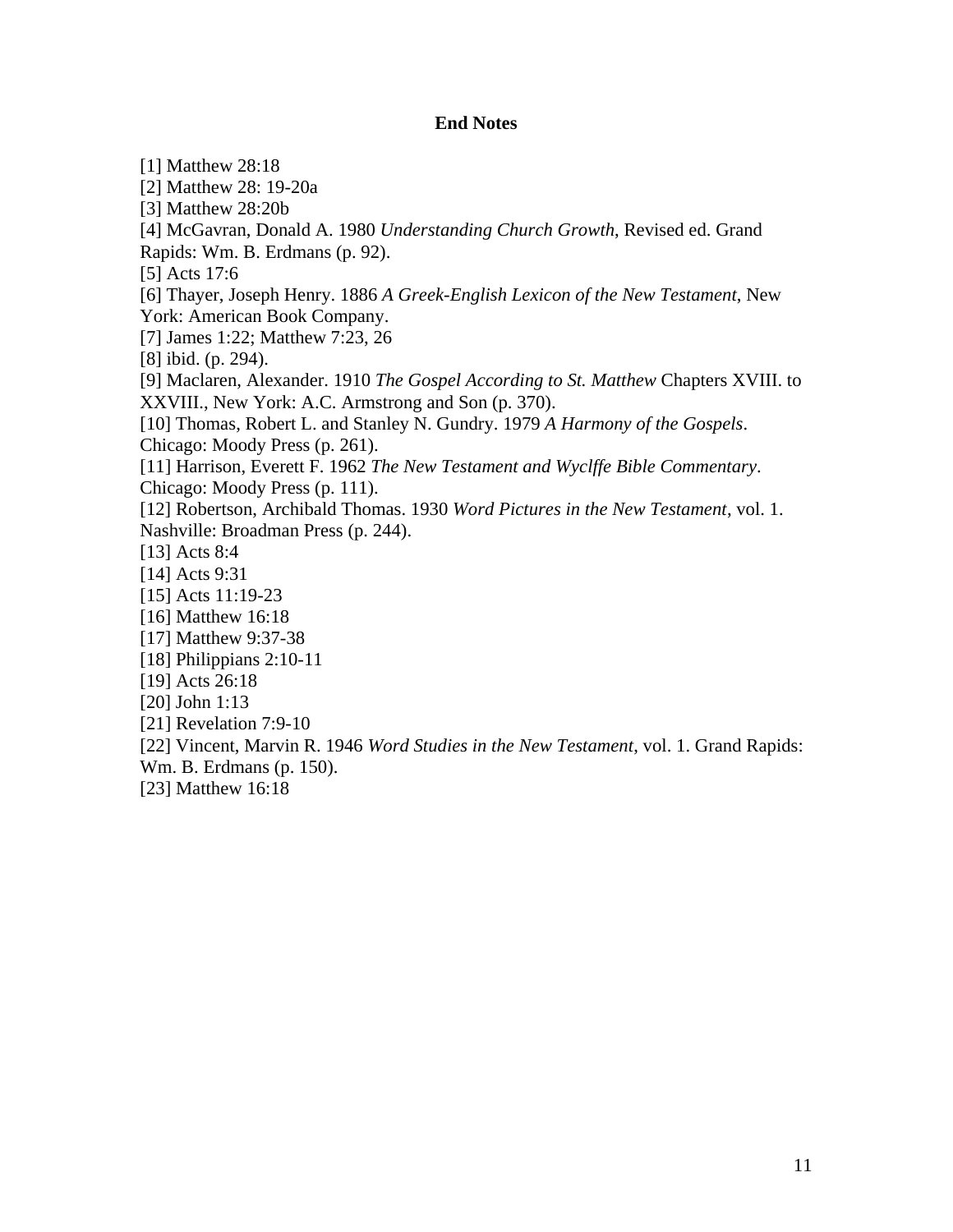**End Notes**

[1] Matthew 28:18
[2] Matthew 28: 19-20a
[3] Matthew 28:20b
[4] McGavran, Donald A. 1980 *Understanding Church Growth*, Revised ed. Grand Rapids: Wm. B. Erdmans (p. 92).
[5] Acts 17:6
[6] Thayer, Joseph Henry. 1886 *A Greek-English Lexicon of the New Testament*, New York: American Book Company.
[7] James 1:22; Matthew 7:23, 26
[8] ibid. (p. 294).
[9] Maclaren, Alexander. 1910 *The Gospel According to St. Matthew* Chapters XVIII. to XXVIII., New York: A.C. Armstrong and Son (p. 370).
[10] Thomas, Robert L. and Stanley N. Gundry. 1979 *A Harmony of the Gospels*. Chicago: Moody Press (p. 261).
[11] Harrison, Everett F. 1962 *The New Testament and Wyclffe Bible Commentary*. Chicago: Moody Press (p. 111).
[12] Robertson, Archibald Thomas. 1930 *Word Pictures in the New Testament*, vol. 1. Nashville: Broadman Press (p. 244).
[13] Acts 8:4
[14] Acts 9:31
[15] Acts 11:19-23
[16] Matthew 16:18
[17] Matthew 9:37-38
[18] Philippians 2:10-11
[19] Acts 26:18
[20] John 1:13
[21] Revelation 7:9-10
[22] Vincent, Marvin R. 1946 *Word Studies in the New Testament*, vol. 1. Grand Rapids: Wm. B. Erdmans (p. 150).
[23] Matthew 16:18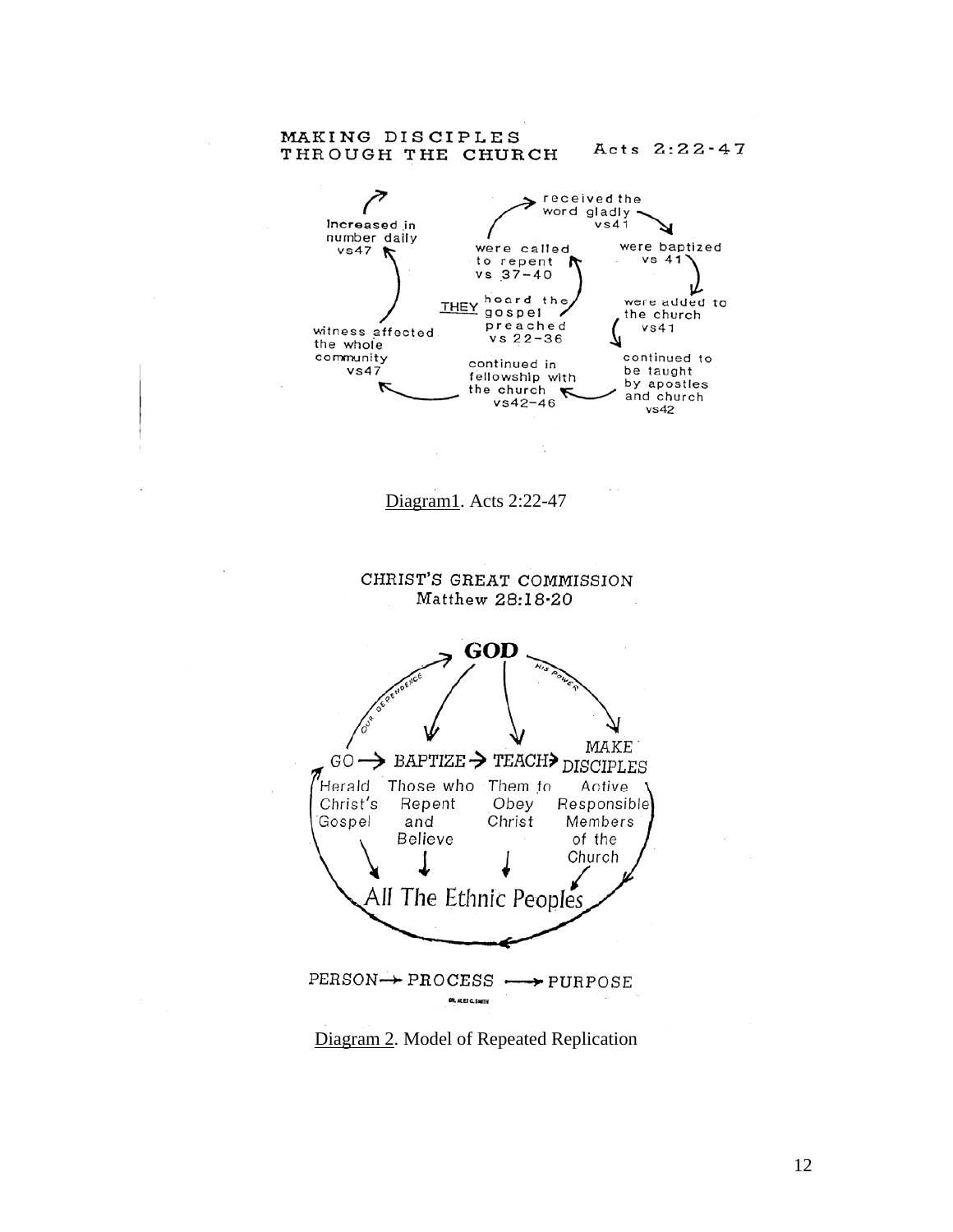MAKING DISCIPLES THROUGH THE CHURCH

Acts 2:22-47

THEY heard the gospel preached vs 22-36

were called to repent vs 37-40

received the word gladly vs41

were baptized vs 41

were added to the church vs41

continued to be taught by apostles and church vs42

continued in fellowship with the church vs42-46

witness affected the whole community vs47

Increased in number daily vs47

Diagram1. Acts 2:22-47

CHRIST'S GREAT COMMISSION
Matthew 28:18-20

GOD

OUR DEPENDENCE

HIS POWER

GO → BAPTIZE → TEACH → MAKE DISCIPLES

Herald Christ's Gospel

Those who Repent and Believe

Them to Obey Christ

Active Responsible Members of the Church

All The Ethnic Peoples

PERSON → PROCESS → PURPOSE

DR. ALEX G. SMITH

Diagram 2. Model of Repeated Replication